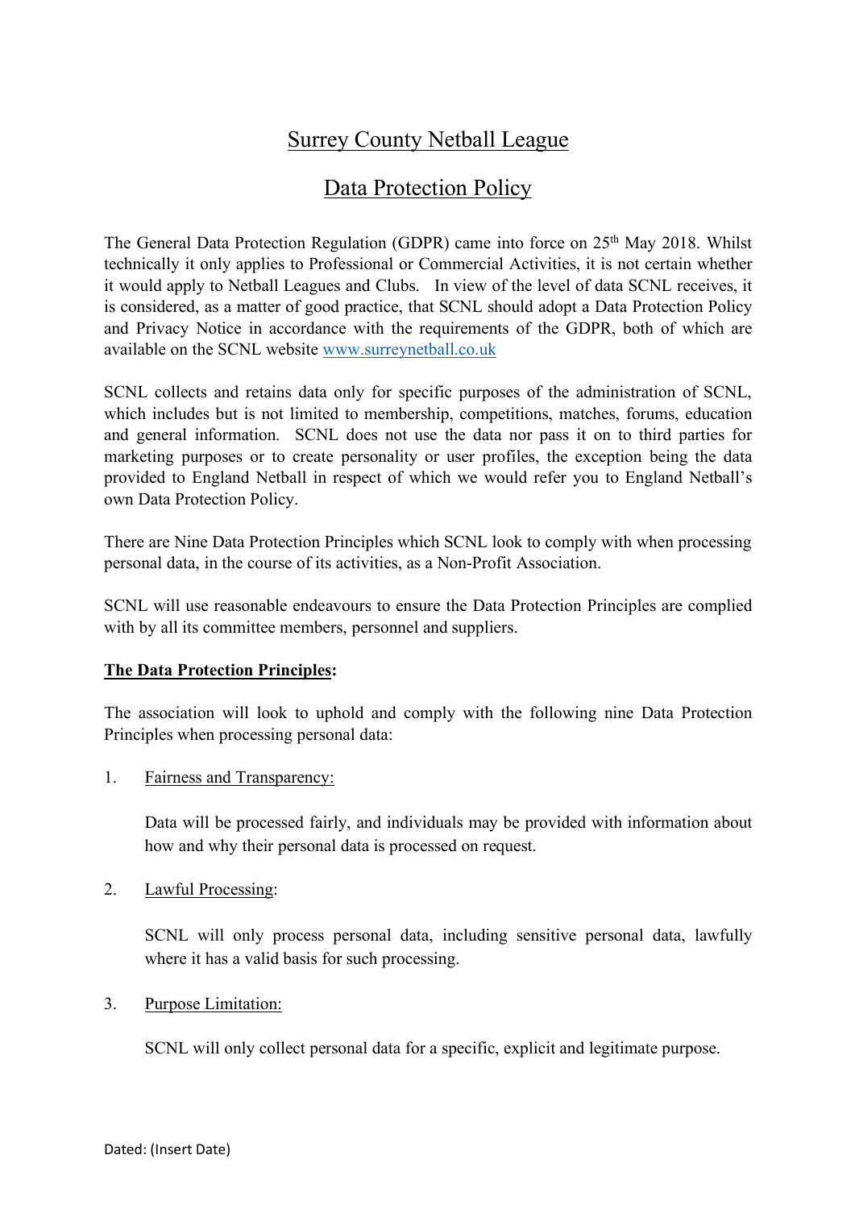# Surrey County Netball League

## Data Protection Policy

The General Data Protection Regulation (GDPR) came into force on 25th May 2018. Whilst technically it only applies to Professional or Commercial Activities, it is not certain whether it would apply to Netball Leagues and Clubs. In view of the level of data SCNL receives, it is considered, as a matter of good practice, that SCNL should adopt a Data Protection Policy and Privacy Notice in accordance with the requirements of the GDPR, both of which are available on the SCNL website [www.surreynetball.co.uk](http://www.surreynetball.co.uk)

SCNL collects and retains data only for specific purposes of the administration of SCNL, which includes but is not limited to membership, competitions, matches, forums, education and general information. SCNL does not use the data nor pass it on to third parties for marketing purposes or to create personality or user profiles, the exception being the data provided to England Netball in respect of which we would refer you to England Netball's own Data Protection Policy.

There are Nine Data Protection Principles which SCNL look to comply with when processing personal data, in the course of its activities, as a Non-Profit Association.

SCNL will use reasonable endeavours to ensure the Data Protection Principles are complied with by all its committee members, personnel and suppliers.

**The Data Protection Principles:**

The association will look to uphold and comply with the following nine Data Protection Principles when processing personal data:

1. Fairness and Transparency:

   Data will be processed fairly, and individuals may be provided with information about how and why their personal data is processed on request.

2. Lawful Processing:

   SCNL will only process personal data, including sensitive personal data, lawfully where it has a valid basis for such processing.

3. Purpose Limitation:

   SCNL will only collect personal data for a specific, explicit and legitimate purpose.

Dated: (Insert Date)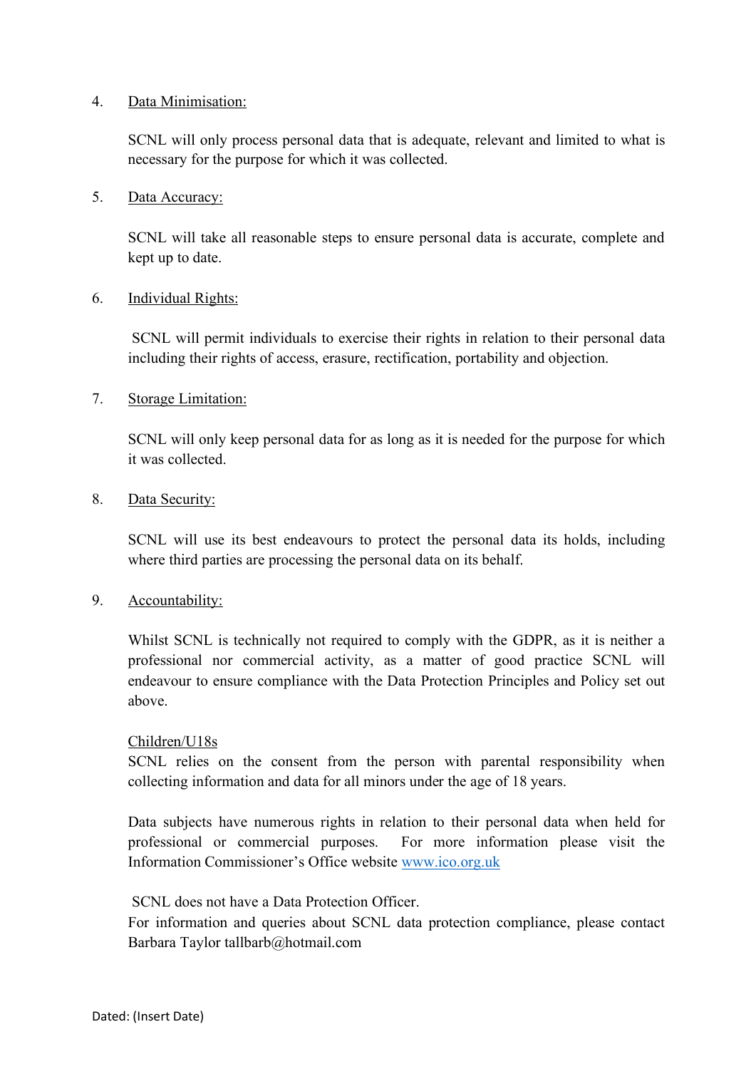4. <u>Data Minimisation:</u>

   SCNL will only process personal data that is adequate, relevant and limited to what is necessary for the purpose for which it was collected.

5. <u>Data Accuracy:</u>

   SCNL will take all reasonable steps to ensure personal data is accurate, complete and kept up to date.

6. <u>Individual Rights:</u>

   SCNL will permit individuals to exercise their rights in relation to their personal data including their rights of access, erasure, rectification, portability and objection.

7. <u>Storage Limitation:</u>

   SCNL will only keep personal data for as long as it is needed for the purpose for which it was collected.

8. <u>Data Security:</u>

   SCNL will use its best endeavours to protect the personal data its holds, including where third parties are processing the personal data on its behalf.

9. <u>Accountability:</u>

   Whilst SCNL is technically not required to comply with the GDPR, as it is neither a professional nor commercial activity, as a matter of good practice SCNL will endeavour to ensure compliance with the Data Protection Principles and Policy set out above.

   <u>Children/U18s</u>
   SCNL relies on the consent from the person with parental responsibility when collecting information and data for all minors under the age of 18 years.

   Data subjects have numerous rights in relation to their personal data when held for professional or commercial purposes. For more information please visit the Information Commissioner's Office website [www.ico.org.uk](http://www.ico.org.uk)

   SCNL does not have a Data Protection Officer.
   For information and queries about SCNL data protection compliance, please contact Barbara Taylor tallbarb@hotmail.com

Dated: (Insert Date)